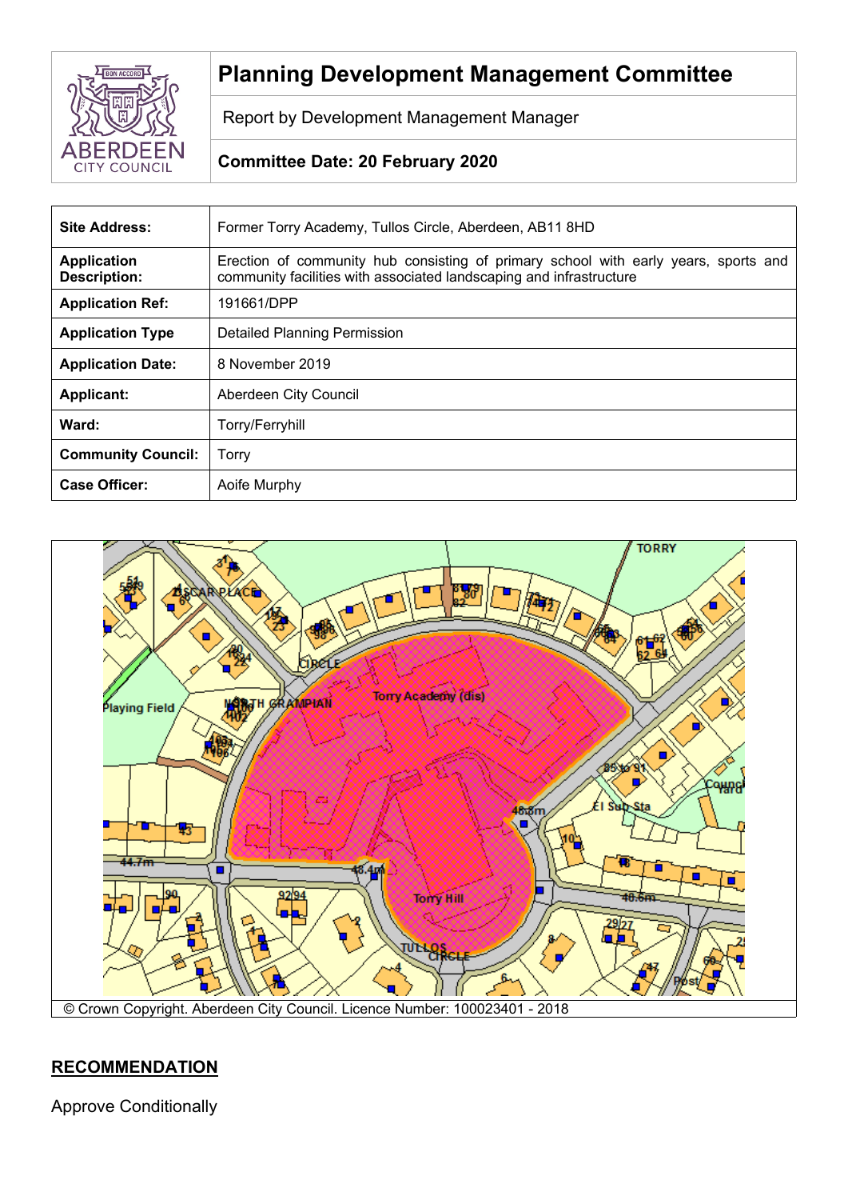# Planning Development Management Committee

Report by Development Management Manager

**Committee Date: 20 February 2020**

| | |
|---|---|
| **Site Address:** | Former Torry Academy, Tullos Circle, Aberdeen, AB11 8HD |
| **Application Description:** | Erection of community hub consisting of primary school with early years, sports and community facilities with associated landscaping and infrastructure |
| **Application Ref:** | 191661/DPP |
| **Application Type** | Detailed Planning Permission |
| **Application Date:** | 8 November 2019 |
| **Applicant:** | Aberdeen City Council |
| **Ward:** | Torry/Ferryhill |
| **Community Council:** | Torry |
| **Case Officer:** | Aoife Murphy |

© Crown Copyright. Aberdeen City Council. Licence Number: 100023401 - 2018

## RECOMMENDATION

Approve Conditionally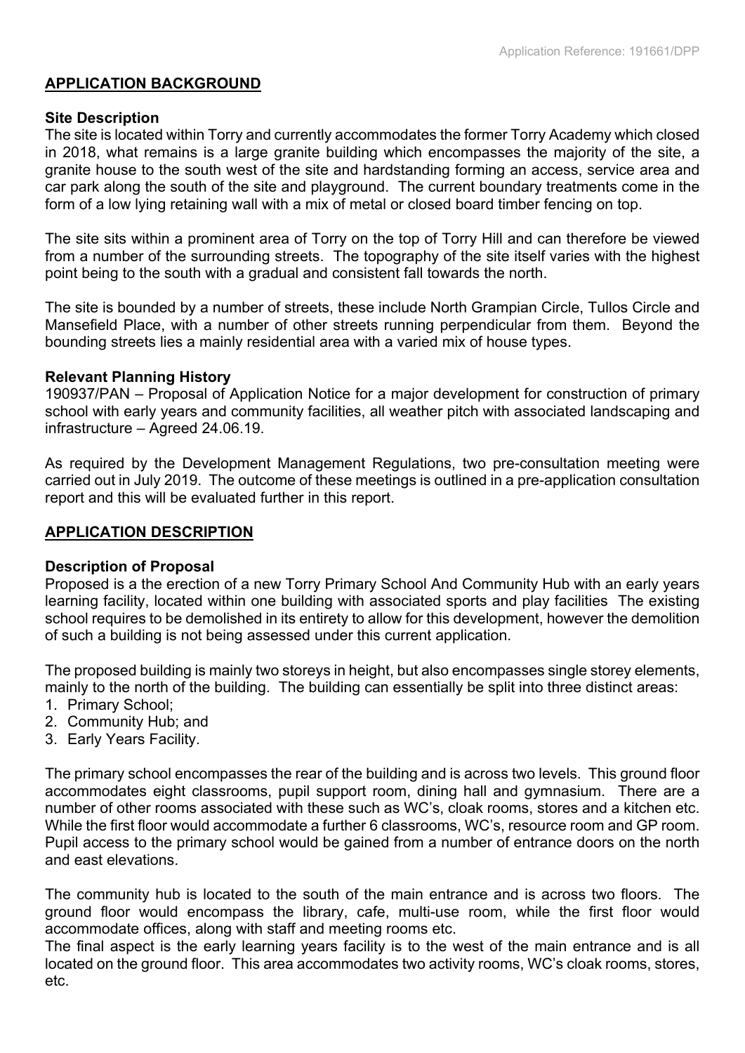## APPLICATION BACKGROUND

### Site Description

The site is located within Torry and currently accommodates the former Torry Academy which closed in 2018, what remains is a large granite building which encompasses the majority of the site, a granite house to the south west of the site and hardstanding forming an access, service area and car park along the south of the site and playground. The current boundary treatments come in the form of a low lying retaining wall with a mix of metal or closed board timber fencing on top.

The site sits within a prominent area of Torry on the top of Torry Hill and can therefore be viewed from a number of the surrounding streets. The topography of the site itself varies with the highest point being to the south with a gradual and consistent fall towards the north.

The site is bounded by a number of streets, these include North Grampian Circle, Tullos Circle and Mansefield Place, with a number of other streets running perpendicular from them. Beyond the bounding streets lies a mainly residential area with a varied mix of house types.

### Relevant Planning History

190937/PAN – Proposal of Application Notice for a major development for construction of primary school with early years and community facilities, all weather pitch with associated landscaping and infrastructure – Agreed 24.06.19.

As required by the Development Management Regulations, two pre-consultation meeting were carried out in July 2019. The outcome of these meetings is outlined in a pre-application consultation report and this will be evaluated further in this report.

## APPLICATION DESCRIPTION

### Description of Proposal

Proposed is a the erection of a new Torry Primary School And Community Hub with an early years learning facility, located within one building with associated sports and play facilities The existing school requires to be demolished in its entirety to allow for this development, however the demolition of such a building is not being assessed under this current application.

The proposed building is mainly two storeys in height, but also encompasses single storey elements, mainly to the north of the building. The building can essentially be split into three distinct areas:

1. Primary School;
2. Community Hub; and
3. Early Years Facility.

The primary school encompasses the rear of the building and is across two levels. This ground floor accommodates eight classrooms, pupil support room, dining hall and gymnasium. There are a number of other rooms associated with these such as WC's, cloak rooms, stores and a kitchen etc. While the first floor would accommodate a further 6 classrooms, WC's, resource room and GP room. Pupil access to the primary school would be gained from a number of entrance doors on the north and east elevations.

The community hub is located to the south of the main entrance and is across two floors. The ground floor would encompass the library, cafe, multi-use room, while the first floor would accommodate offices, along with staff and meeting rooms etc.

The final aspect is the early learning years facility is to the west of the main entrance and is all located on the ground floor. This area accommodates two activity rooms, WC's cloak rooms, stores, etc.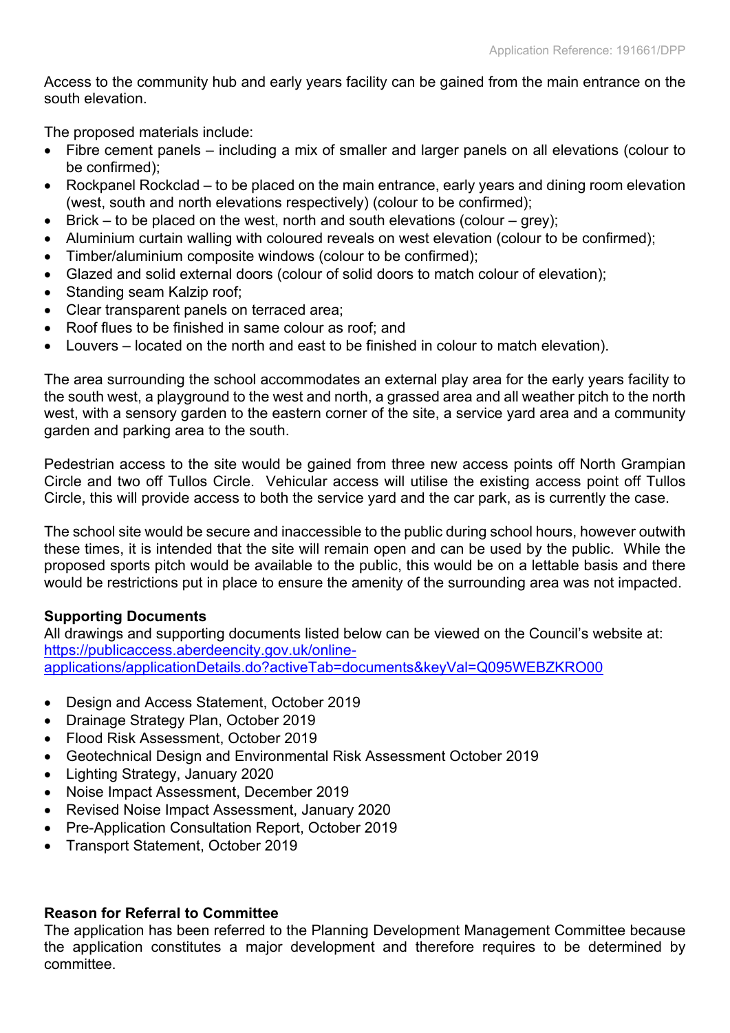Access to the community hub and early years facility can be gained from the main entrance on the south elevation.

The proposed materials include:

- Fibre cement panels – including a mix of smaller and larger panels on all elevations (colour to be confirmed);
- Rockpanel Rockclad – to be placed on the main entrance, early years and dining room elevation (west, south and north elevations respectively) (colour to be confirmed);
- Brick – to be placed on the west, north and south elevations (colour – grey);
- Aluminium curtain walling with coloured reveals on west elevation (colour to be confirmed);
- Timber/aluminium composite windows (colour to be confirmed);
- Glazed and solid external doors (colour of solid doors to match colour of elevation);
- Standing seam Kalzip roof;
- Clear transparent panels on terraced area;
- Roof flues to be finished in same colour as roof; and
- Louvers – located on the north and east to be finished in colour to match elevation).

The area surrounding the school accommodates an external play area for the early years facility to the south west, a playground to the west and north, a grassed area and all weather pitch to the north west, with a sensory garden to the eastern corner of the site, a service yard area and a community garden and parking area to the south.

Pedestrian access to the site would be gained from three new access points off North Grampian Circle and two off Tullos Circle. Vehicular access will utilise the existing access point off Tullos Circle, this will provide access to both the service yard and the car park, as is currently the case.

The school site would be secure and inaccessible to the public during school hours, however outwith these times, it is intended that the site will remain open and can be used by the public. While the proposed sports pitch would be available to the public, this would be on a lettable basis and there would be restrictions put in place to ensure the amenity of the surrounding area was not impacted.

**Supporting Documents**

All drawings and supporting documents listed below can be viewed on the Council's website at: https://publicaccess.aberdeencity.gov.uk/online-applications/applicationDetails.do?activeTab=documents&keyVal=Q095WEBZKRO00

- Design and Access Statement, October 2019
- Drainage Strategy Plan, October 2019
- Flood Risk Assessment, October 2019
- Geotechnical Design and Environmental Risk Assessment October 2019
- Lighting Strategy, January 2020
- Noise Impact Assessment, December 2019
- Revised Noise Impact Assessment, January 2020
- Pre-Application Consultation Report, October 2019
- Transport Statement, October 2019

**Reason for Referral to Committee**

The application has been referred to the Planning Development Management Committee because the application constitutes a major development and therefore requires to be determined by committee.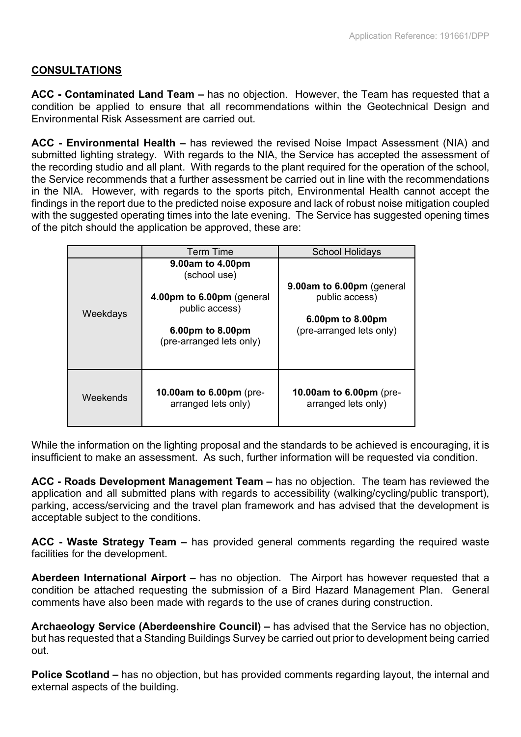## CONSULTATIONS

**ACC - Contaminated Land Team –** has no objection. However, the Team has requested that a condition be applied to ensure that all recommendations within the Geotechnical Design and Environmental Risk Assessment are carried out.

**ACC - Environmental Health –** has reviewed the revised Noise Impact Assessment (NIA) and submitted lighting strategy. With regards to the NIA, the Service has accepted the assessment of the recording studio and all plant. With regards to the plant required for the operation of the school, the Service recommends that a further assessment be carried out in line with the recommendations in the NIA. However, with regards to the sports pitch, Environmental Health cannot accept the findings in the report due to the predicted noise exposure and lack of robust noise mitigation coupled with the suggested operating times into the late evening. The Service has suggested opening times of the pitch should the application be approved, these are:

| | Term Time | School Holidays |
|---|---|---|
| Weekdays | **9.00am to 4.00pm** (school use)<br><br>**4.00pm to 6.00pm** (general public access)<br><br>**6.00pm to 8.00pm** (pre-arranged lets only) | **9.00am to 6.00pm** (general public access)<br><br>**6.00pm to 8.00pm** (pre-arranged lets only) |
| Weekends | **10.00am to 6.00pm** (pre-arranged lets only) | **10.00am to 6.00pm** (pre-arranged lets only) |

While the information on the lighting proposal and the standards to be achieved is encouraging, it is insufficient to make an assessment. As such, further information will be requested via condition.

**ACC - Roads Development Management Team –** has no objection. The team has reviewed the application and all submitted plans with regards to accessibility (walking/cycling/public transport), parking, access/servicing and the travel plan framework and has advised that the development is acceptable subject to the conditions.

**ACC - Waste Strategy Team –** has provided general comments regarding the required waste facilities for the development.

**Aberdeen International Airport –** has no objection. The Airport has however requested that a condition be attached requesting the submission of a Bird Hazard Management Plan. General comments have also been made with regards to the use of cranes during construction.

**Archaeology Service (Aberdeenshire Council) –** has advised that the Service has no objection, but has requested that a Standing Buildings Survey be carried out prior to development being carried out.

**Police Scotland –** has no objection, but has provided comments regarding layout, the internal and external aspects of the building.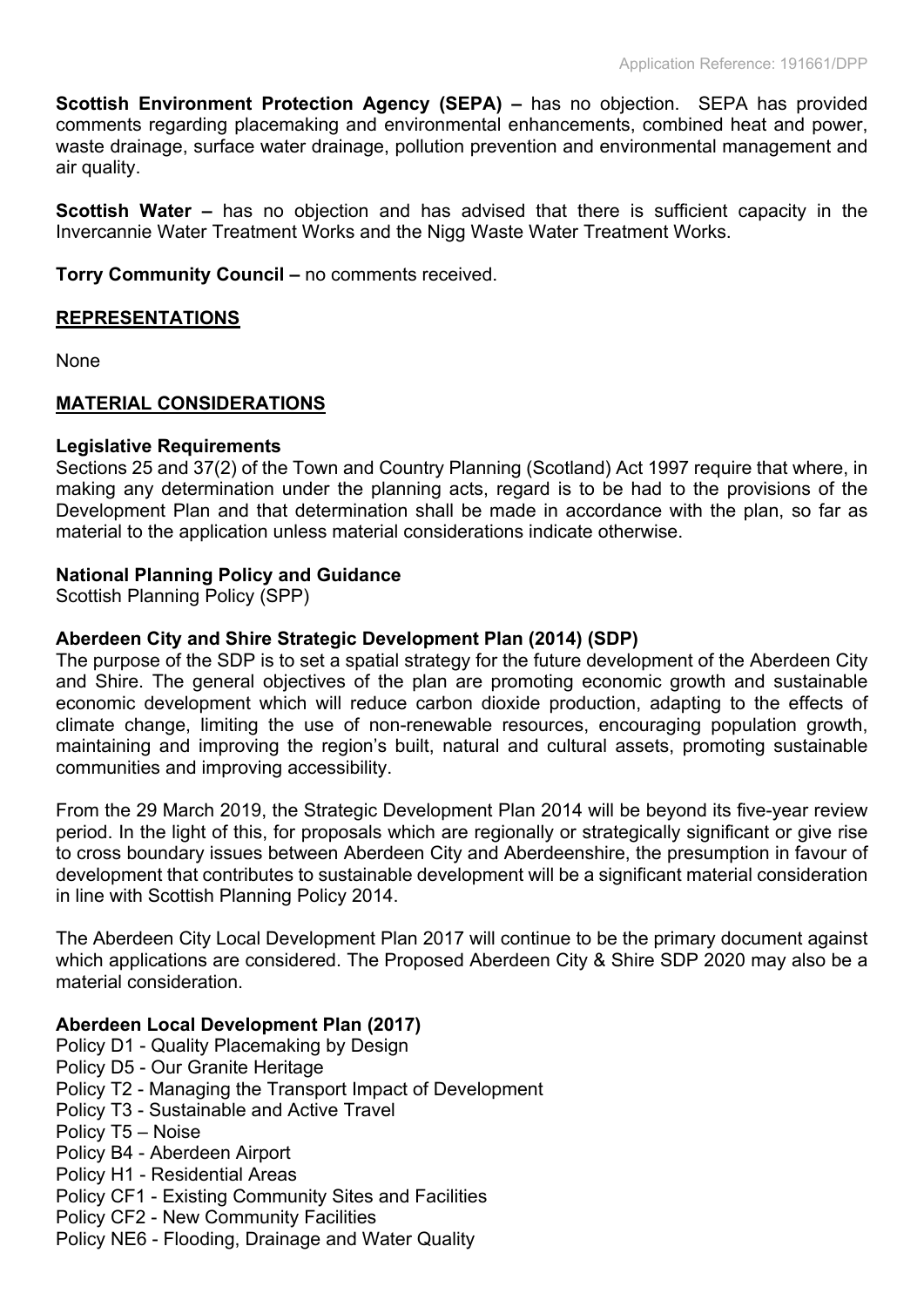**Scottish Environment Protection Agency (SEPA) –** has no objection. SEPA has provided comments regarding placemaking and environmental enhancements, combined heat and power, waste drainage, surface water drainage, pollution prevention and environmental management and air quality.

**Scottish Water –** has no objection and has advised that there is sufficient capacity in the Invercannie Water Treatment Works and the Nigg Waste Water Treatment Works.

**Torry Community Council –** no comments received.

## REPRESENTATIONS

None

## MATERIAL CONSIDERATIONS

### Legislative Requirements

Sections 25 and 37(2) of the Town and Country Planning (Scotland) Act 1997 require that where, in making any determination under the planning acts, regard is to be had to the provisions of the Development Plan and that determination shall be made in accordance with the plan, so far as material to the application unless material considerations indicate otherwise.

### National Planning Policy and Guidance

Scottish Planning Policy (SPP)

### Aberdeen City and Shire Strategic Development Plan (2014) (SDP)

The purpose of the SDP is to set a spatial strategy for the future development of the Aberdeen City and Shire. The general objectives of the plan are promoting economic growth and sustainable economic development which will reduce carbon dioxide production, adapting to the effects of climate change, limiting the use of non-renewable resources, encouraging population growth, maintaining and improving the region's built, natural and cultural assets, promoting sustainable communities and improving accessibility.

From the 29 March 2019, the Strategic Development Plan 2014 will be beyond its five-year review period. In the light of this, for proposals which are regionally or strategically significant or give rise to cross boundary issues between Aberdeen City and Aberdeenshire, the presumption in favour of development that contributes to sustainable development will be a significant material consideration in line with Scottish Planning Policy 2014.

The Aberdeen City Local Development Plan 2017 will continue to be the primary document against which applications are considered. The Proposed Aberdeen City & Shire SDP 2020 may also be a material consideration.

### Aberdeen Local Development Plan (2017)

Policy D1 - Quality Placemaking by Design
Policy D5 - Our Granite Heritage
Policy T2 - Managing the Transport Impact of Development
Policy T3 - Sustainable and Active Travel
Policy T5 – Noise
Policy B4 - Aberdeen Airport
Policy H1 - Residential Areas
Policy CF1 - Existing Community Sites and Facilities
Policy CF2 - New Community Facilities
Policy NE6 - Flooding, Drainage and Water Quality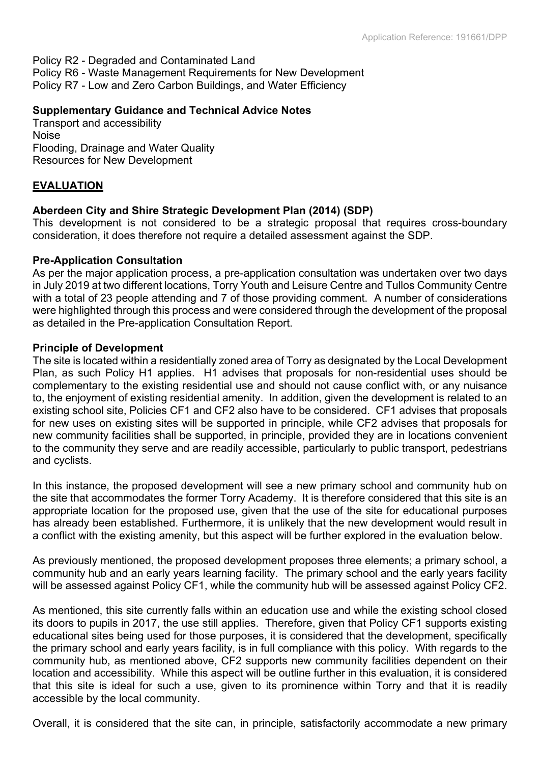Policy R2 - Degraded and Contaminated Land
Policy R6 - Waste Management Requirements for New Development
Policy R7 - Low and Zero Carbon Buildings, and Water Efficiency

**Supplementary Guidance and Technical Advice Notes**
Transport and accessibility
Noise
Flooding, Drainage and Water Quality
Resources for New Development

## EVALUATION

### Aberdeen City and Shire Strategic Development Plan (2014) (SDP)

This development is not considered to be a strategic proposal that requires cross-boundary consideration, it does therefore not require a detailed assessment against the SDP.

### Pre-Application Consultation

As per the major application process, a pre-application consultation was undertaken over two days in July 2019 at two different locations, Torry Youth and Leisure Centre and Tullos Community Centre with a total of 23 people attending and 7 of those providing comment. A number of considerations were highlighted through this process and were considered through the development of the proposal as detailed in the Pre-application Consultation Report.

### Principle of Development

The site is located within a residentially zoned area of Torry as designated by the Local Development Plan, as such Policy H1 applies. H1 advises that proposals for non-residential uses should be complementary to the existing residential use and should not cause conflict with, or any nuisance to, the enjoyment of existing residential amenity. In addition, given the development is related to an existing school site, Policies CF1 and CF2 also have to be considered. CF1 advises that proposals for new uses on existing sites will be supported in principle, while CF2 advises that proposals for new community facilities shall be supported, in principle, provided they are in locations convenient to the community they serve and are readily accessible, particularly to public transport, pedestrians and cyclists.

In this instance, the proposed development will see a new primary school and community hub on the site that accommodates the former Torry Academy. It is therefore considered that this site is an appropriate location for the proposed use, given that the use of the site for educational purposes has already been established. Furthermore, it is unlikely that the new development would result in a conflict with the existing amenity, but this aspect will be further explored in the evaluation below.

As previously mentioned, the proposed development proposes three elements; a primary school, a community hub and an early years learning facility. The primary school and the early years facility will be assessed against Policy CF1, while the community hub will be assessed against Policy CF2.

As mentioned, this site currently falls within an education use and while the existing school closed its doors to pupils in 2017, the use still applies. Therefore, given that Policy CF1 supports existing educational sites being used for those purposes, it is considered that the development, specifically the primary school and early years facility, is in full compliance with this policy. With regards to the community hub, as mentioned above, CF2 supports new community facilities dependent on their location and accessibility. While this aspect will be outline further in this evaluation, it is considered that this site is ideal for such a use, given to its prominence within Torry and that it is readily accessible by the local community.

Overall, it is considered that the site can, in principle, satisfactorily accommodate a new primary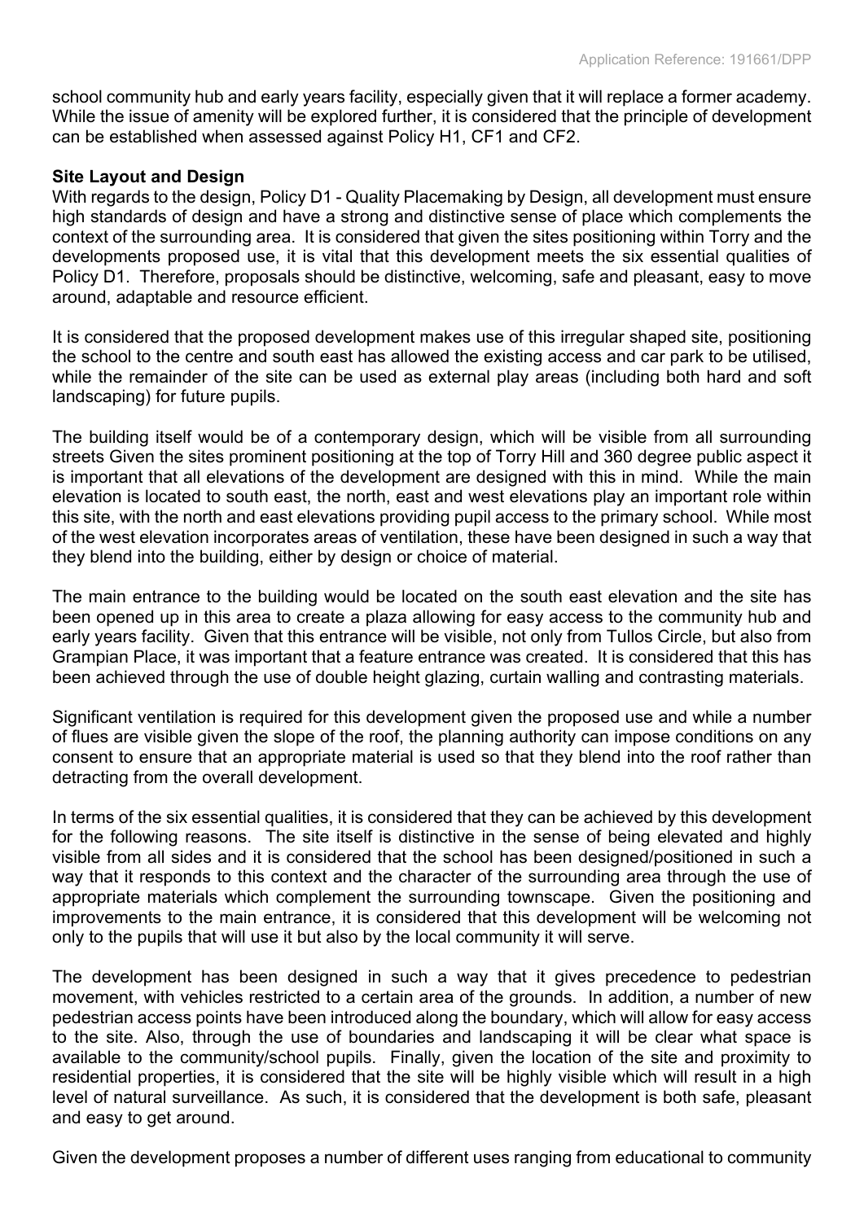school community hub and early years facility, especially given that it will replace a former academy. While the issue of amenity will be explored further, it is considered that the principle of development can be established when assessed against Policy H1, CF1 and CF2.

**Site Layout and Design**

With regards to the design, Policy D1 - Quality Placemaking by Design, all development must ensure high standards of design and have a strong and distinctive sense of place which complements the context of the surrounding area. It is considered that given the sites positioning within Torry and the developments proposed use, it is vital that this development meets the six essential qualities of Policy D1. Therefore, proposals should be distinctive, welcoming, safe and pleasant, easy to move around, adaptable and resource efficient.

It is considered that the proposed development makes use of this irregular shaped site, positioning the school to the centre and south east has allowed the existing access and car park to be utilised, while the remainder of the site can be used as external play areas (including both hard and soft landscaping) for future pupils.

The building itself would be of a contemporary design, which will be visible from all surrounding streets Given the sites prominent positioning at the top of Torry Hill and 360 degree public aspect it is important that all elevations of the development are designed with this in mind. While the main elevation is located to south east, the north, east and west elevations play an important role within this site, with the north and east elevations providing pupil access to the primary school. While most of the west elevation incorporates areas of ventilation, these have been designed in such a way that they blend into the building, either by design or choice of material.

The main entrance to the building would be located on the south east elevation and the site has been opened up in this area to create a plaza allowing for easy access to the community hub and early years facility. Given that this entrance will be visible, not only from Tullos Circle, but also from Grampian Place, it was important that a feature entrance was created. It is considered that this has been achieved through the use of double height glazing, curtain walling and contrasting materials.

Significant ventilation is required for this development given the proposed use and while a number of flues are visible given the slope of the roof, the planning authority can impose conditions on any consent to ensure that an appropriate material is used so that they blend into the roof rather than detracting from the overall development.

In terms of the six essential qualities, it is considered that they can be achieved by this development for the following reasons. The site itself is distinctive in the sense of being elevated and highly visible from all sides and it is considered that the school has been designed/positioned in such a way that it responds to this context and the character of the surrounding area through the use of appropriate materials which complement the surrounding townscape. Given the positioning and improvements to the main entrance, it is considered that this development will be welcoming not only to the pupils that will use it but also by the local community it will serve.

The development has been designed in such a way that it gives precedence to pedestrian movement, with vehicles restricted to a certain area of the grounds. In addition, a number of new pedestrian access points have been introduced along the boundary, which will allow for easy access to the site. Also, through the use of boundaries and landscaping it will be clear what space is available to the community/school pupils. Finally, given the location of the site and proximity to residential properties, it is considered that the site will be highly visible which will result in a high level of natural surveillance. As such, it is considered that the development is both safe, pleasant and easy to get around.

Given the development proposes a number of different uses ranging from educational to community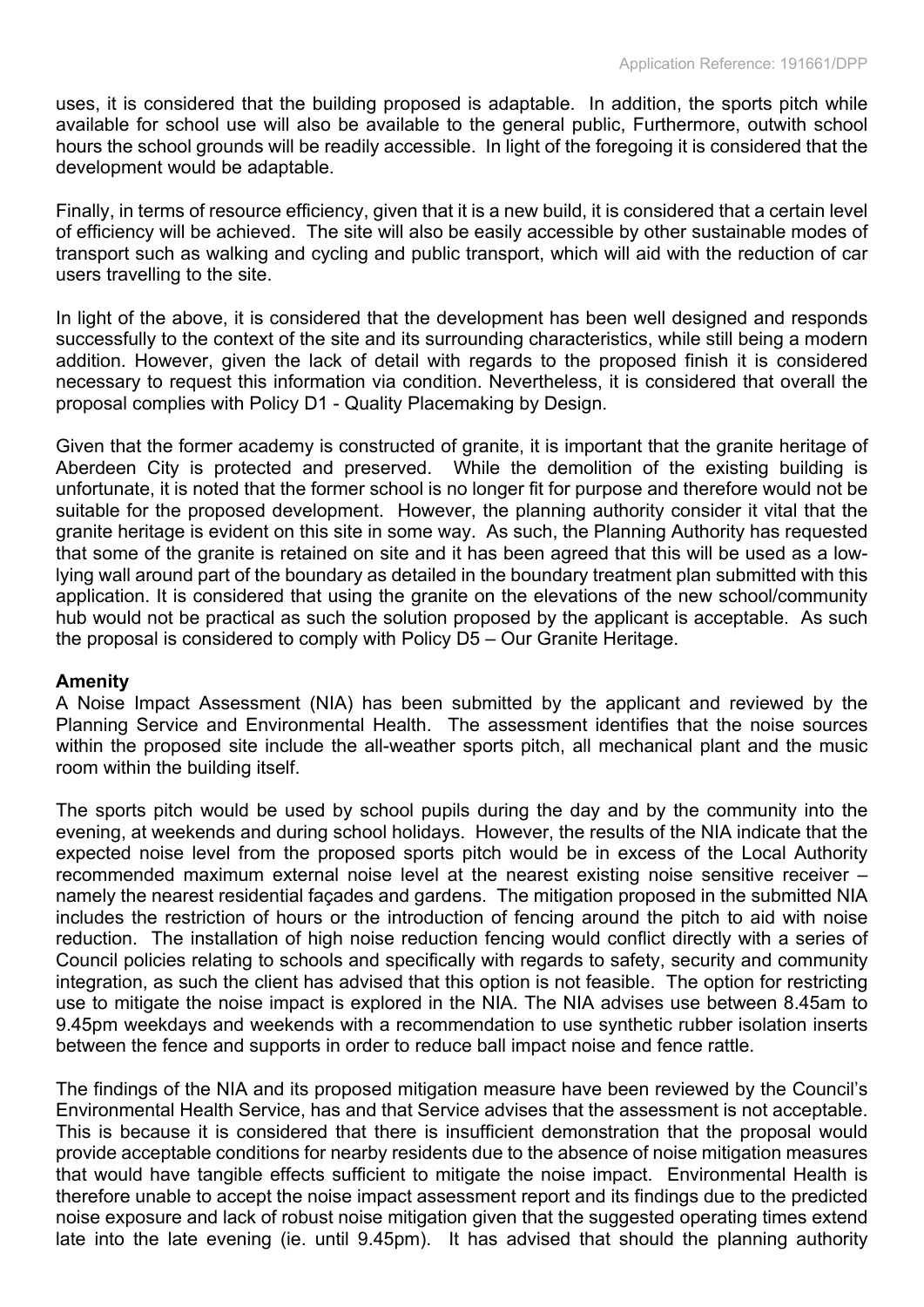uses, it is considered that the building proposed is adaptable. In addition, the sports pitch while available for school use will also be available to the general public, Furthermore, outwith school hours the school grounds will be readily accessible. In light of the foregoing it is considered that the development would be adaptable.

Finally, in terms of resource efficiency, given that it is a new build, it is considered that a certain level of efficiency will be achieved. The site will also be easily accessible by other sustainable modes of transport such as walking and cycling and public transport, which will aid with the reduction of car users travelling to the site.

In light of the above, it is considered that the development has been well designed and responds successfully to the context of the site and its surrounding characteristics, while still being a modern addition. However, given the lack of detail with regards to the proposed finish it is considered necessary to request this information via condition. Nevertheless, it is considered that overall the proposal complies with Policy D1 - Quality Placemaking by Design.

Given that the former academy is constructed of granite, it is important that the granite heritage of Aberdeen City is protected and preserved. While the demolition of the existing building is unfortunate, it is noted that the former school is no longer fit for purpose and therefore would not be suitable for the proposed development. However, the planning authority consider it vital that the granite heritage is evident on this site in some way. As such, the Planning Authority has requested that some of the granite is retained on site and it has been agreed that this will be used as a low-lying wall around part of the boundary as detailed in the boundary treatment plan submitted with this application. It is considered that using the granite on the elevations of the new school/community hub would not be practical as such the solution proposed by the applicant is acceptable. As such the proposal is considered to comply with Policy D5 – Our Granite Heritage.

**Amenity**

A Noise Impact Assessment (NIA) has been submitted by the applicant and reviewed by the Planning Service and Environmental Health. The assessment identifies that the noise sources within the proposed site include the all-weather sports pitch, all mechanical plant and the music room within the building itself.

The sports pitch would be used by school pupils during the day and by the community into the evening, at weekends and during school holidays. However, the results of the NIA indicate that the expected noise level from the proposed sports pitch would be in excess of the Local Authority recommended maximum external noise level at the nearest existing noise sensitive receiver – namely the nearest residential façades and gardens. The mitigation proposed in the submitted NIA includes the restriction of hours or the introduction of fencing around the pitch to aid with noise reduction. The installation of high noise reduction fencing would conflict directly with a series of Council policies relating to schools and specifically with regards to safety, security and community integration, as such the client has advised that this option is not feasible. The option for restricting use to mitigate the noise impact is explored in the NIA. The NIA advises use between 8.45am to 9.45pm weekdays and weekends with a recommendation to use synthetic rubber isolation inserts between the fence and supports in order to reduce ball impact noise and fence rattle.

The findings of the NIA and its proposed mitigation measure have been reviewed by the Council's Environmental Health Service, has and that Service advises that the assessment is not acceptable. This is because it is considered that there is insufficient demonstration that the proposal would provide acceptable conditions for nearby residents due to the absence of noise mitigation measures that would have tangible effects sufficient to mitigate the noise impact. Environmental Health is therefore unable to accept the noise impact assessment report and its findings due to the predicted noise exposure and lack of robust noise mitigation given that the suggested operating times extend late into the late evening (ie. until 9.45pm). It has advised that should the planning authority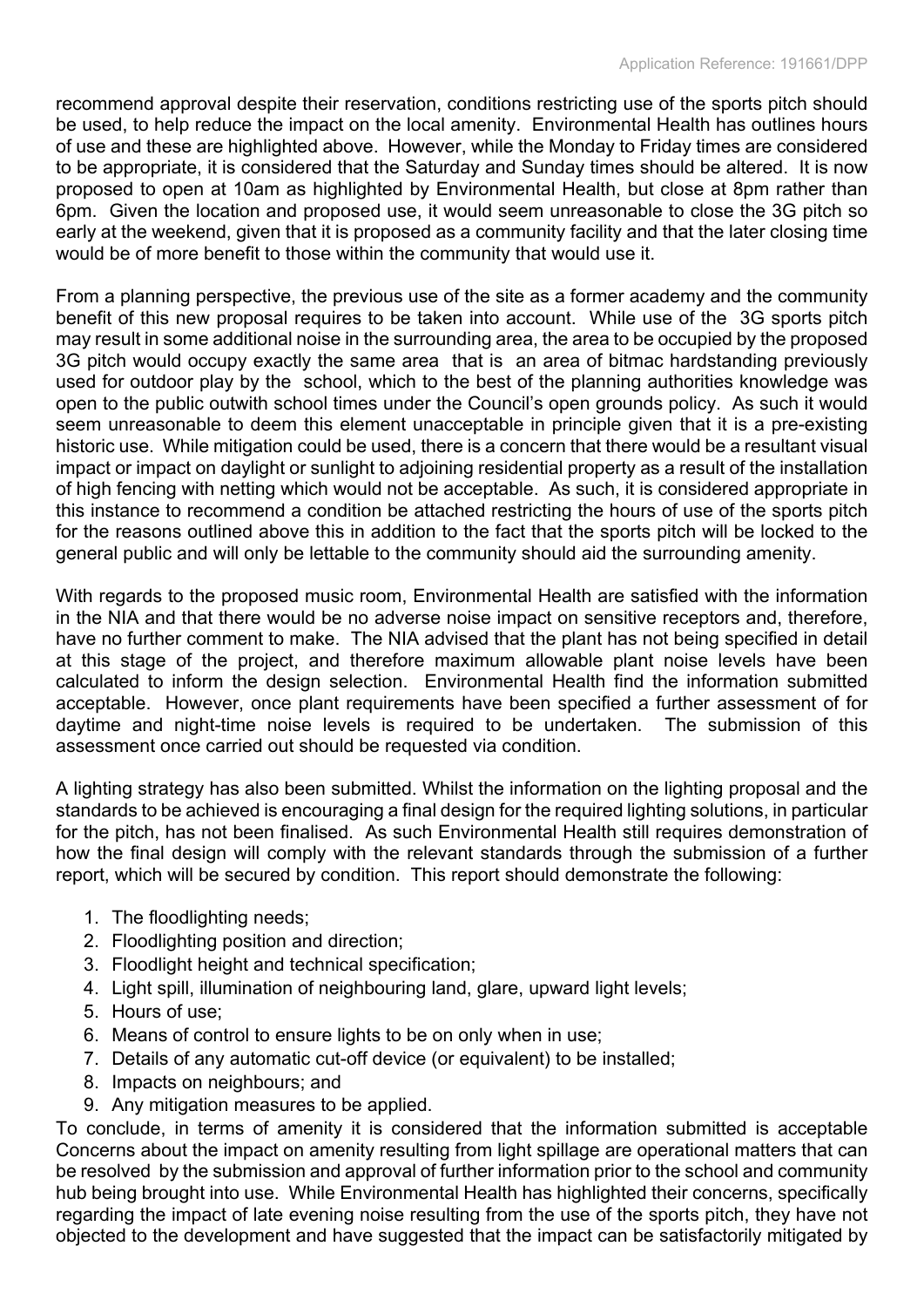recommend approval despite their reservation, conditions restricting use of the sports pitch should be used, to help reduce the impact on the local amenity. Environmental Health has outlines hours of use and these are highlighted above. However, while the Monday to Friday times are considered to be appropriate, it is considered that the Saturday and Sunday times should be altered. It is now proposed to open at 10am as highlighted by Environmental Health, but close at 8pm rather than 6pm. Given the location and proposed use, it would seem unreasonable to close the 3G pitch so early at the weekend, given that it is proposed as a community facility and that the later closing time would be of more benefit to those within the community that would use it.

From a planning perspective, the previous use of the site as a former academy and the community benefit of this new proposal requires to be taken into account. While use of the 3G sports pitch may result in some additional noise in the surrounding area, the area to be occupied by the proposed 3G pitch would occupy exactly the same area that is an area of bitmac hardstanding previously used for outdoor play by the school, which to the best of the planning authorities knowledge was open to the public outwith school times under the Council's open grounds policy. As such it would seem unreasonable to deem this element unacceptable in principle given that it is a pre-existing historic use. While mitigation could be used, there is a concern that there would be a resultant visual impact or impact on daylight or sunlight to adjoining residential property as a result of the installation of high fencing with netting which would not be acceptable. As such, it is considered appropriate in this instance to recommend a condition be attached restricting the hours of use of the sports pitch for the reasons outlined above this in addition to the fact that the sports pitch will be locked to the general public and will only be lettable to the community should aid the surrounding amenity.

With regards to the proposed music room, Environmental Health are satisfied with the information in the NIA and that there would be no adverse noise impact on sensitive receptors and, therefore, have no further comment to make. The NIA advised that the plant has not being specified in detail at this stage of the project, and therefore maximum allowable plant noise levels have been calculated to inform the design selection. Environmental Health find the information submitted acceptable. However, once plant requirements have been specified a further assessment of for daytime and night-time noise levels is required to be undertaken. The submission of this assessment once carried out should be requested via condition.

A lighting strategy has also been submitted. Whilst the information on the lighting proposal and the standards to be achieved is encouraging a final design for the required lighting solutions, in particular for the pitch, has not been finalised. As such Environmental Health still requires demonstration of how the final design will comply with the relevant standards through the submission of a further report, which will be secured by condition. This report should demonstrate the following:

1. The floodlighting needs;
2. Floodlighting position and direction;
3. Floodlight height and technical specification;
4. Light spill, illumination of neighbouring land, glare, upward light levels;
5. Hours of use;
6. Means of control to ensure lights to be on only when in use;
7. Details of any automatic cut-off device (or equivalent) to be installed;
8. Impacts on neighbours; and
9. Any mitigation measures to be applied.

To conclude, in terms of amenity it is considered that the information submitted is acceptable Concerns about the impact on amenity resulting from light spillage are operational matters that can be resolved by the submission and approval of further information prior to the school and community hub being brought into use. While Environmental Health has highlighted their concerns, specifically regarding the impact of late evening noise resulting from the use of the sports pitch, they have not objected to the development and have suggested that the impact can be satisfactorily mitigated by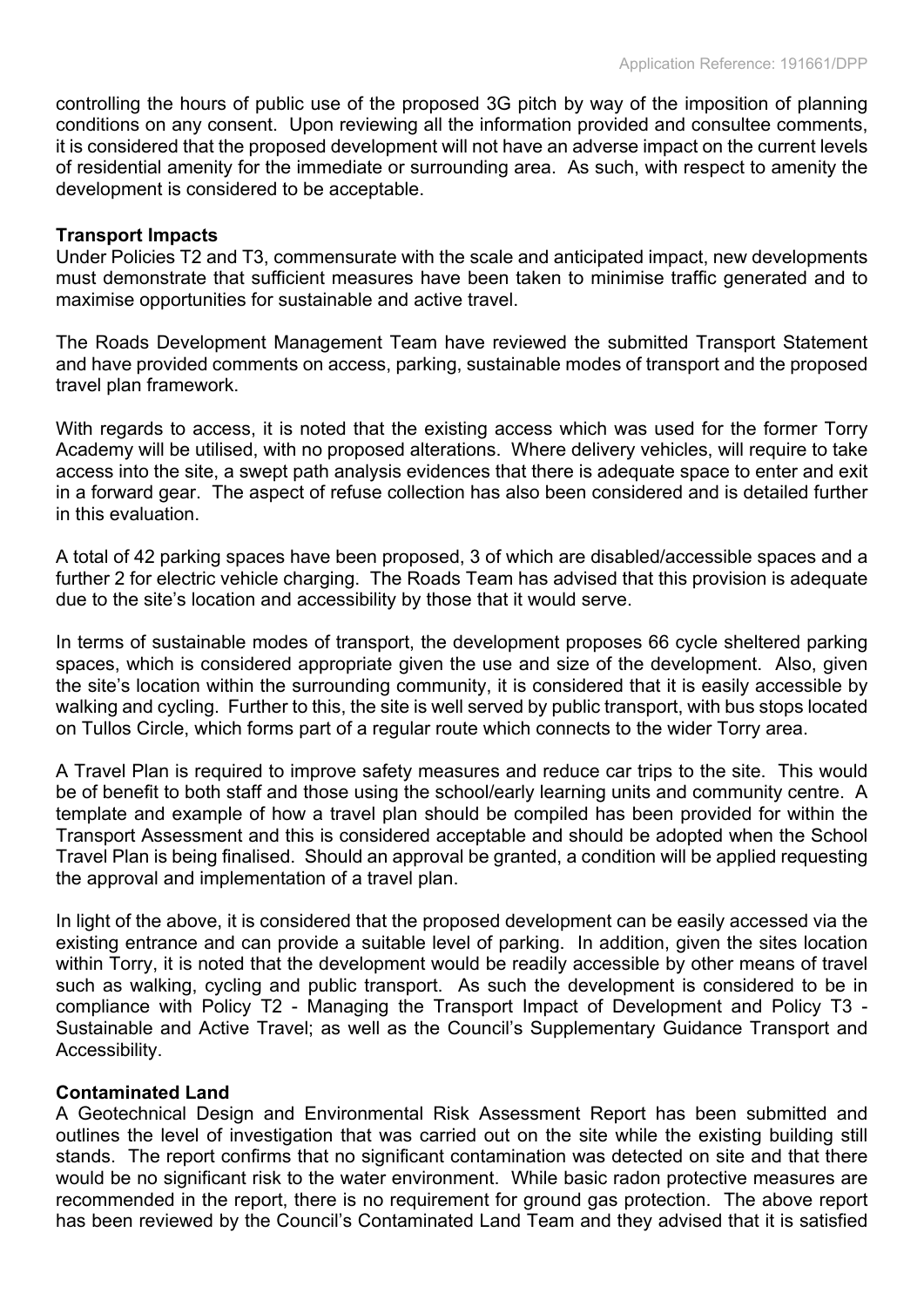controlling the hours of public use of the proposed 3G pitch by way of the imposition of planning conditions on any consent. Upon reviewing all the information provided and consultee comments, it is considered that the proposed development will not have an adverse impact on the current levels of residential amenity for the immediate or surrounding area. As such, with respect to amenity the development is considered to be acceptable.

**Transport Impacts**

Under Policies T2 and T3, commensurate with the scale and anticipated impact, new developments must demonstrate that sufficient measures have been taken to minimise traffic generated and to maximise opportunities for sustainable and active travel.

The Roads Development Management Team have reviewed the submitted Transport Statement and have provided comments on access, parking, sustainable modes of transport and the proposed travel plan framework.

With regards to access, it is noted that the existing access which was used for the former Torry Academy will be utilised, with no proposed alterations. Where delivery vehicles, will require to take access into the site, a swept path analysis evidences that there is adequate space to enter and exit in a forward gear. The aspect of refuse collection has also been considered and is detailed further in this evaluation.

A total of 42 parking spaces have been proposed, 3 of which are disabled/accessible spaces and a further 2 for electric vehicle charging. The Roads Team has advised that this provision is adequate due to the site's location and accessibility by those that it would serve.

In terms of sustainable modes of transport, the development proposes 66 cycle sheltered parking spaces, which is considered appropriate given the use and size of the development. Also, given the site's location within the surrounding community, it is considered that it is easily accessible by walking and cycling. Further to this, the site is well served by public transport, with bus stops located on Tullos Circle, which forms part of a regular route which connects to the wider Torry area.

A Travel Plan is required to improve safety measures and reduce car trips to the site. This would be of benefit to both staff and those using the school/early learning units and community centre. A template and example of how a travel plan should be compiled has been provided for within the Transport Assessment and this is considered acceptable and should be adopted when the School Travel Plan is being finalised. Should an approval be granted, a condition will be applied requesting the approval and implementation of a travel plan.

In light of the above, it is considered that the proposed development can be easily accessed via the existing entrance and can provide a suitable level of parking. In addition, given the sites location within Torry, it is noted that the development would be readily accessible by other means of travel such as walking, cycling and public transport. As such the development is considered to be in compliance with Policy T2 - Managing the Transport Impact of Development and Policy T3 - Sustainable and Active Travel; as well as the Council's Supplementary Guidance Transport and Accessibility.

**Contaminated Land**

A Geotechnical Design and Environmental Risk Assessment Report has been submitted and outlines the level of investigation that was carried out on the site while the existing building still stands. The report confirms that no significant contamination was detected on site and that there would be no significant risk to the water environment. While basic radon protective measures are recommended in the report, there is no requirement for ground gas protection. The above report has been reviewed by the Council's Contaminated Land Team and they advised that it is satisfied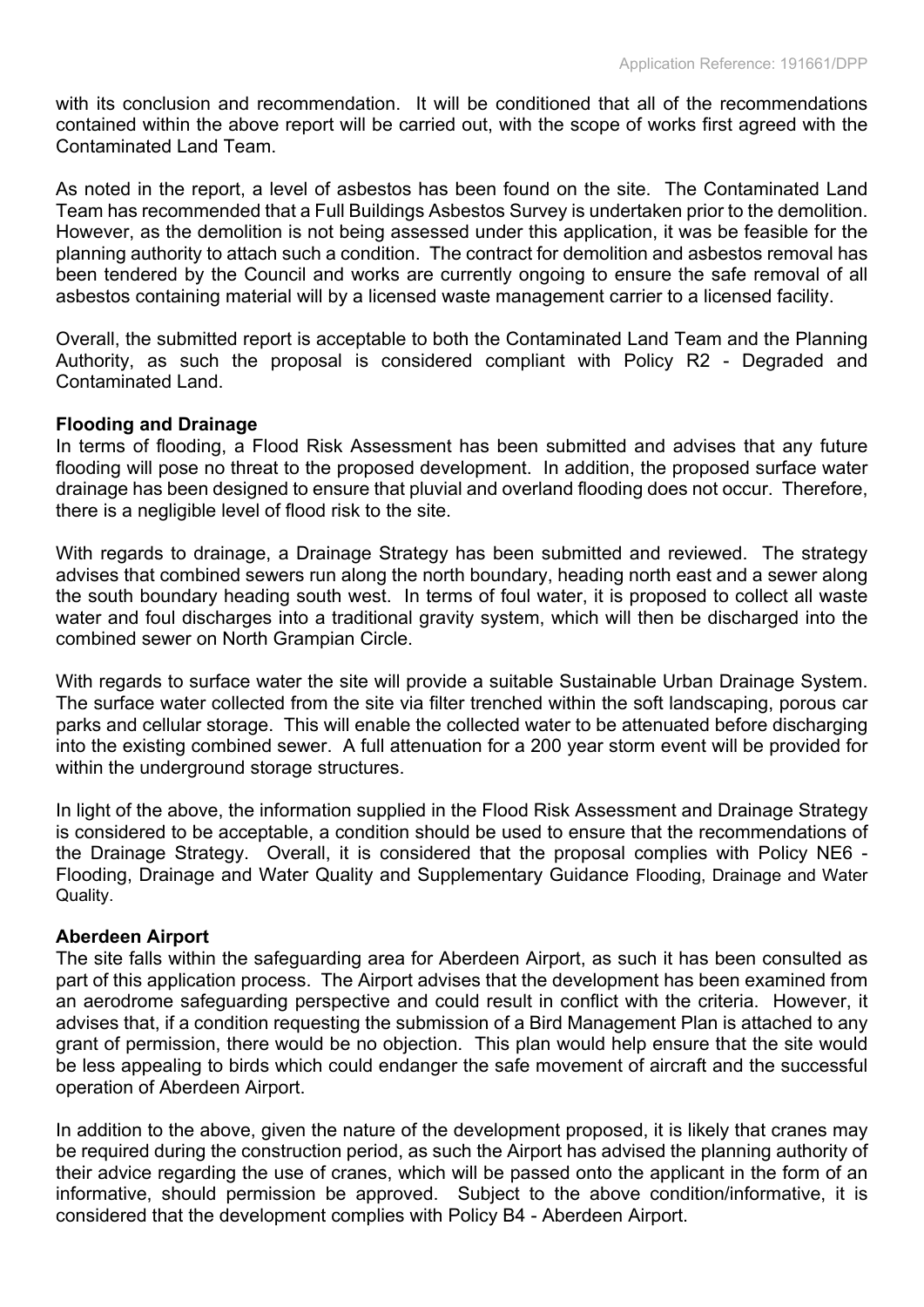with its conclusion and recommendation. It will be conditioned that all of the recommendations contained within the above report will be carried out, with the scope of works first agreed with the Contaminated Land Team.

As noted in the report, a level of asbestos has been found on the site. The Contaminated Land Team has recommended that a Full Buildings Asbestos Survey is undertaken prior to the demolition. However, as the demolition is not being assessed under this application, it was be feasible for the planning authority to attach such a condition. The contract for demolition and asbestos removal has been tendered by the Council and works are currently ongoing to ensure the safe removal of all asbestos containing material will by a licensed waste management carrier to a licensed facility.

Overall, the submitted report is acceptable to both the Contaminated Land Team and the Planning Authority, as such the proposal is considered compliant with Policy R2 - Degraded and Contaminated Land.

**Flooding and Drainage**

In terms of flooding, a Flood Risk Assessment has been submitted and advises that any future flooding will pose no threat to the proposed development. In addition, the proposed surface water drainage has been designed to ensure that pluvial and overland flooding does not occur. Therefore, there is a negligible level of flood risk to the site.

With regards to drainage, a Drainage Strategy has been submitted and reviewed. The strategy advises that combined sewers run along the north boundary, heading north east and a sewer along the south boundary heading south west. In terms of foul water, it is proposed to collect all waste water and foul discharges into a traditional gravity system, which will then be discharged into the combined sewer on North Grampian Circle.

With regards to surface water the site will provide a suitable Sustainable Urban Drainage System. The surface water collected from the site via filter trenched within the soft landscaping, porous car parks and cellular storage. This will enable the collected water to be attenuated before discharging into the existing combined sewer. A full attenuation for a 200 year storm event will be provided for within the underground storage structures.

In light of the above, the information supplied in the Flood Risk Assessment and Drainage Strategy is considered to be acceptable, a condition should be used to ensure that the recommendations of the Drainage Strategy. Overall, it is considered that the proposal complies with Policy NE6 - Flooding, Drainage and Water Quality and Supplementary Guidance Flooding, Drainage and Water Quality.

**Aberdeen Airport**

The site falls within the safeguarding area for Aberdeen Airport, as such it has been consulted as part of this application process. The Airport advises that the development has been examined from an aerodrome safeguarding perspective and could result in conflict with the criteria. However, it advises that, if a condition requesting the submission of a Bird Management Plan is attached to any grant of permission, there would be no objection. This plan would help ensure that the site would be less appealing to birds which could endanger the safe movement of aircraft and the successful operation of Aberdeen Airport.

In addition to the above, given the nature of the development proposed, it is likely that cranes may be required during the construction period, as such the Airport has advised the planning authority of their advice regarding the use of cranes, which will be passed onto the applicant in the form of an informative, should permission be approved. Subject to the above condition/informative, it is considered that the development complies with Policy B4 - Aberdeen Airport.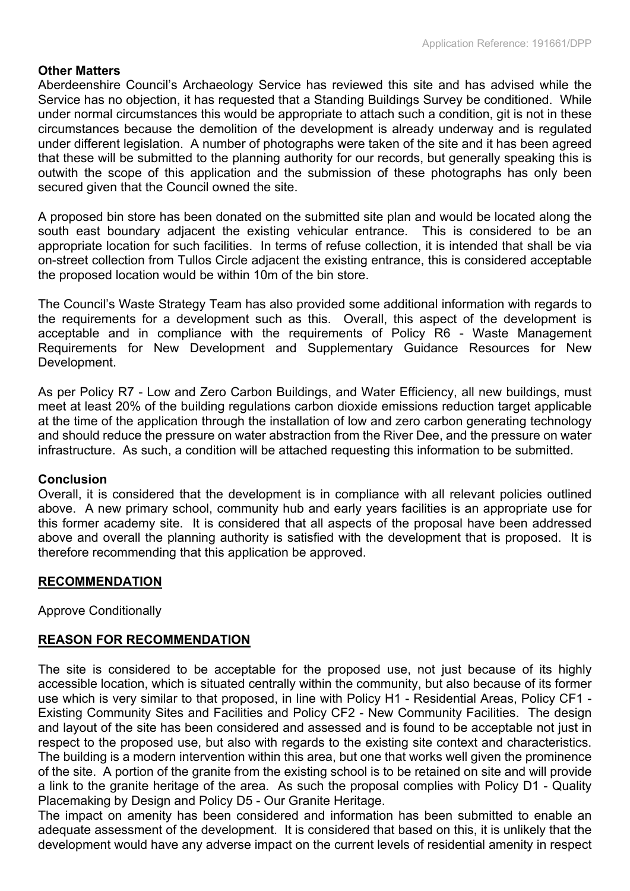**Other Matters**
Aberdeenshire Council's Archaeology Service has reviewed this site and has advised while the Service has no objection, it has requested that a Standing Buildings Survey be conditioned. While under normal circumstances this would be appropriate to attach such a condition, git is not in these circumstances because the demolition of the development is already underway and is regulated under different legislation. A number of photographs were taken of the site and it has been agreed that these will be submitted to the planning authority for our records, but generally speaking this is outwith the scope of this application and the submission of these photographs has only been secured given that the Council owned the site.

A proposed bin store has been donated on the submitted site plan and would be located along the south east boundary adjacent the existing vehicular entrance. This is considered to be an appropriate location for such facilities. In terms of refuse collection, it is intended that shall be via on-street collection from Tullos Circle adjacent the existing entrance, this is considered acceptable the proposed location would be within 10m of the bin store.

The Council's Waste Strategy Team has also provided some additional information with regards to the requirements for a development such as this. Overall, this aspect of the development is acceptable and in compliance with the requirements of Policy R6 - Waste Management Requirements for New Development and Supplementary Guidance Resources for New Development.

As per Policy R7 - Low and Zero Carbon Buildings, and Water Efficiency, all new buildings, must meet at least 20% of the building regulations carbon dioxide emissions reduction target applicable at the time of the application through the installation of low and zero carbon generating technology and should reduce the pressure on water abstraction from the River Dee, and the pressure on water infrastructure. As such, a condition will be attached requesting this information to be submitted.

**Conclusion**
Overall, it is considered that the development is in compliance with all relevant policies outlined above. A new primary school, community hub and early years facilities is an appropriate use for this former academy site. It is considered that all aspects of the proposal have been addressed above and overall the planning authority is satisfied with the development that is proposed. It is therefore recommending that this application be approved.

## RECOMMENDATION

Approve Conditionally

## REASON FOR RECOMMENDATION

The site is considered to be acceptable for the proposed use, not just because of its highly accessible location, which is situated centrally within the community, but also because of its former use which is very similar to that proposed, in line with Policy H1 - Residential Areas, Policy CF1 - Existing Community Sites and Facilities and Policy CF2 - New Community Facilities. The design and layout of the site has been considered and assessed and is found to be acceptable not just in respect to the proposed use, but also with regards to the existing site context and characteristics. The building is a modern intervention within this area, but one that works well given the prominence of the site. A portion of the granite from the existing school is to be retained on site and will provide a link to the granite heritage of the area. As such the proposal complies with Policy D1 - Quality Placemaking by Design and Policy D5 - Our Granite Heritage.
The impact on amenity has been considered and information has been submitted to enable an adequate assessment of the development. It is considered that based on this, it is unlikely that the development would have any adverse impact on the current levels of residential amenity in respect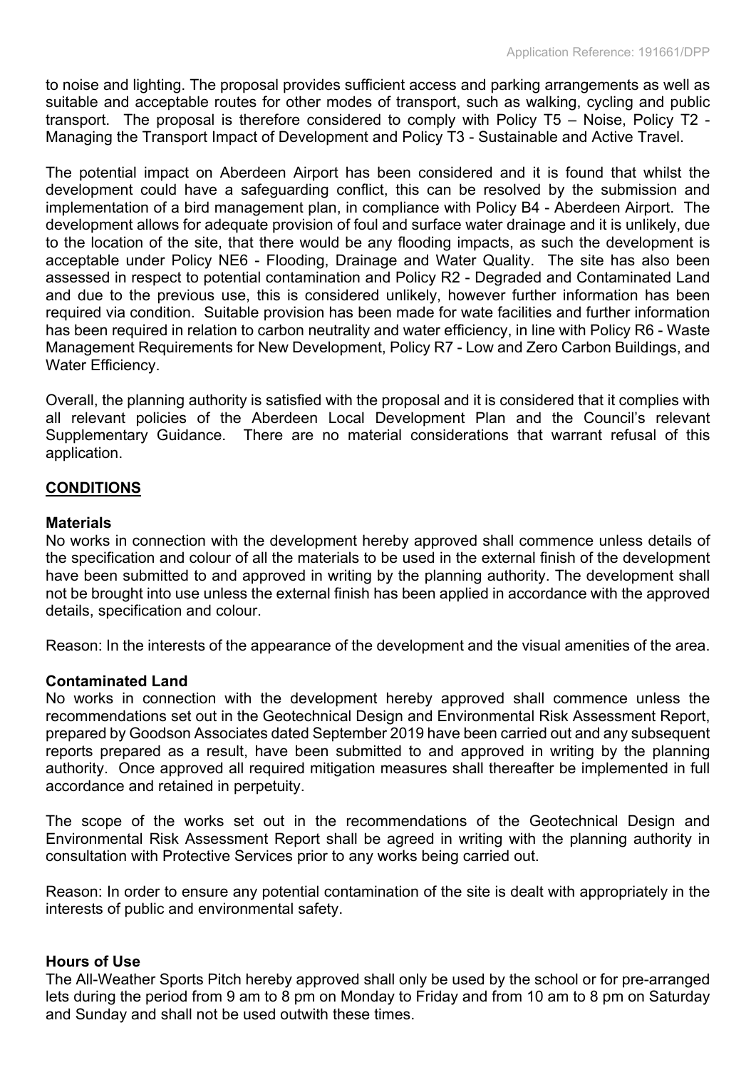to noise and lighting. The proposal provides sufficient access and parking arrangements as well as suitable and acceptable routes for other modes of transport, such as walking, cycling and public transport. The proposal is therefore considered to comply with Policy T5 – Noise, Policy T2 - Managing the Transport Impact of Development and Policy T3 - Sustainable and Active Travel.

The potential impact on Aberdeen Airport has been considered and it is found that whilst the development could have a safeguarding conflict, this can be resolved by the submission and implementation of a bird management plan, in compliance with Policy B4 - Aberdeen Airport. The development allows for adequate provision of foul and surface water drainage and it is unlikely, due to the location of the site, that there would be any flooding impacts, as such the development is acceptable under Policy NE6 - Flooding, Drainage and Water Quality. The site has also been assessed in respect to potential contamination and Policy R2 - Degraded and Contaminated Land and due to the previous use, this is considered unlikely, however further information has been required via condition. Suitable provision has been made for wate facilities and further information has been required in relation to carbon neutrality and water efficiency, in line with Policy R6 - Waste Management Requirements for New Development, Policy R7 - Low and Zero Carbon Buildings, and Water Efficiency.

Overall, the planning authority is satisfied with the proposal and it is considered that it complies with all relevant policies of the Aberdeen Local Development Plan and the Council's relevant Supplementary Guidance. There are no material considerations that warrant refusal of this application.

## CONDITIONS

**Materials**
No works in connection with the development hereby approved shall commence unless details of the specification and colour of all the materials to be used in the external finish of the development have been submitted to and approved in writing by the planning authority. The development shall not be brought into use unless the external finish has been applied in accordance with the approved details, specification and colour.

Reason: In the interests of the appearance of the development and the visual amenities of the area.

**Contaminated Land**
No works in connection with the development hereby approved shall commence unless the recommendations set out in the Geotechnical Design and Environmental Risk Assessment Report, prepared by Goodson Associates dated September 2019 have been carried out and any subsequent reports prepared as a result, have been submitted to and approved in writing by the planning authority. Once approved all required mitigation measures shall thereafter be implemented in full accordance and retained in perpetuity.

The scope of the works set out in the recommendations of the Geotechnical Design and Environmental Risk Assessment Report shall be agreed in writing with the planning authority in consultation with Protective Services prior to any works being carried out.

Reason: In order to ensure any potential contamination of the site is dealt with appropriately in the interests of public and environmental safety.

**Hours of Use**
The All-Weather Sports Pitch hereby approved shall only be used by the school or for pre-arranged lets during the period from 9 am to 8 pm on Monday to Friday and from 10 am to 8 pm on Saturday and Sunday and shall not be used outwith these times.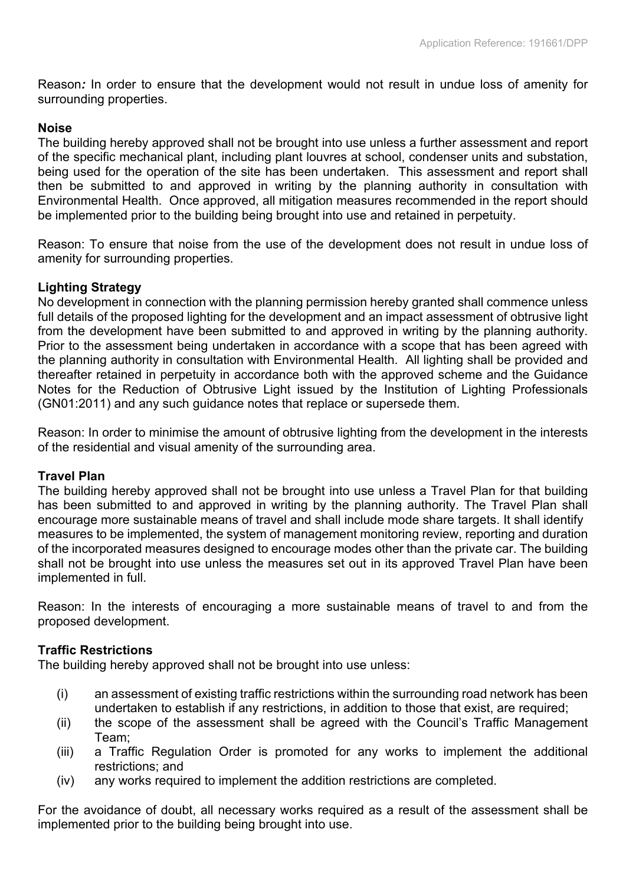Reason*:* In order to ensure that the development would not result in undue loss of amenity for surrounding properties.

**Noise**

The building hereby approved shall not be brought into use unless a further assessment and report of the specific mechanical plant, including plant louvres at school, condenser units and substation, being used for the operation of the site has been undertaken. This assessment and report shall then be submitted to and approved in writing by the planning authority in consultation with Environmental Health. Once approved, all mitigation measures recommended in the report should be implemented prior to the building being brought into use and retained in perpetuity.

Reason: To ensure that noise from the use of the development does not result in undue loss of amenity for surrounding properties.

**Lighting Strategy**

No development in connection with the planning permission hereby granted shall commence unless full details of the proposed lighting for the development and an impact assessment of obtrusive light from the development have been submitted to and approved in writing by the planning authority. Prior to the assessment being undertaken in accordance with a scope that has been agreed with the planning authority in consultation with Environmental Health. All lighting shall be provided and thereafter retained in perpetuity in accordance both with the approved scheme and the Guidance Notes for the Reduction of Obtrusive Light issued by the Institution of Lighting Professionals (GN01:2011) and any such guidance notes that replace or supersede them.

Reason: In order to minimise the amount of obtrusive lighting from the development in the interests of the residential and visual amenity of the surrounding area.

**Travel Plan**

The building hereby approved shall not be brought into use unless a Travel Plan for that building has been submitted to and approved in writing by the planning authority. The Travel Plan shall encourage more sustainable means of travel and shall include mode share targets. It shall identify measures to be implemented, the system of management monitoring review, reporting and duration of the incorporated measures designed to encourage modes other than the private car. The building shall not be brought into use unless the measures set out in its approved Travel Plan have been implemented in full.

Reason: In the interests of encouraging a more sustainable means of travel to and from the proposed development.

**Traffic Restrictions**

The building hereby approved shall not be brought into use unless:

(i) an assessment of existing traffic restrictions within the surrounding road network has been undertaken to establish if any restrictions, in addition to those that exist, are required;
(ii) the scope of the assessment shall be agreed with the Council's Traffic Management Team;
(iii) a Traffic Regulation Order is promoted for any works to implement the additional restrictions; and
(iv) any works required to implement the addition restrictions are completed.

For the avoidance of doubt, all necessary works required as a result of the assessment shall be implemented prior to the building being brought into use.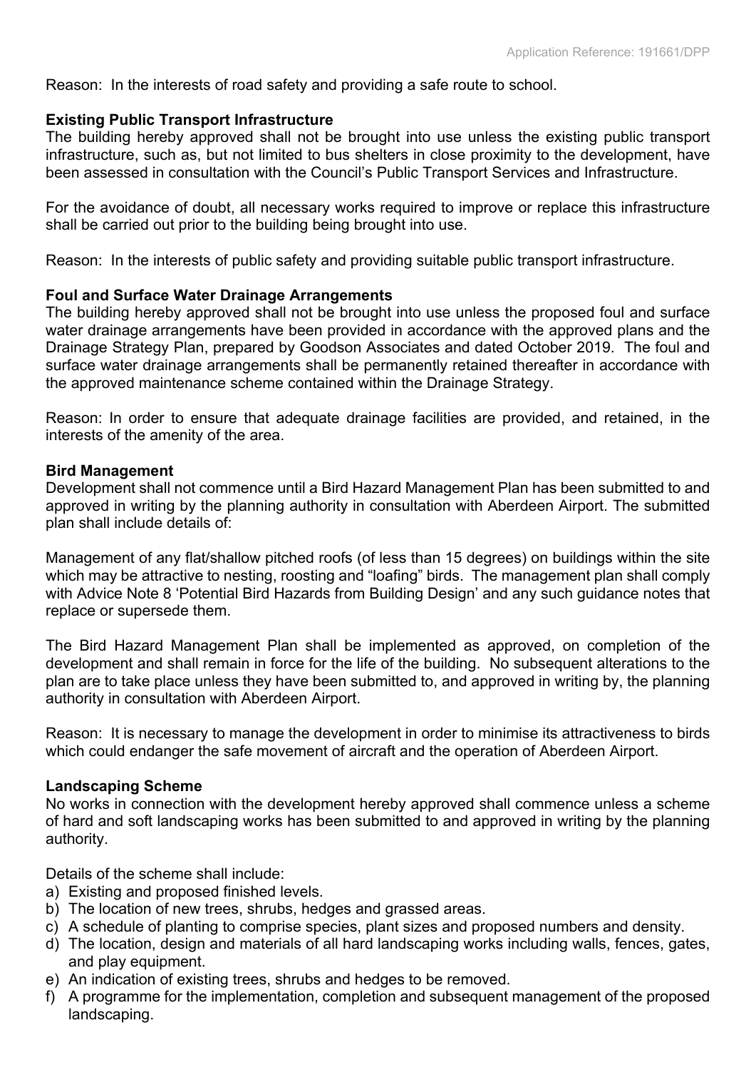Reason: In the interests of road safety and providing a safe route to school.

**Existing Public Transport Infrastructure**
The building hereby approved shall not be brought into use unless the existing public transport infrastructure, such as, but not limited to bus shelters in close proximity to the development, have been assessed in consultation with the Council's Public Transport Services and Infrastructure.

For the avoidance of doubt, all necessary works required to improve or replace this infrastructure shall be carried out prior to the building being brought into use.

Reason: In the interests of public safety and providing suitable public transport infrastructure.

**Foul and Surface Water Drainage Arrangements**
The building hereby approved shall not be brought into use unless the proposed foul and surface water drainage arrangements have been provided in accordance with the approved plans and the Drainage Strategy Plan, prepared by Goodson Associates and dated October 2019. The foul and surface water drainage arrangements shall be permanently retained thereafter in accordance with the approved maintenance scheme contained within the Drainage Strategy.

Reason: In order to ensure that adequate drainage facilities are provided, and retained, in the interests of the amenity of the area.

**Bird Management**
Development shall not commence until a Bird Hazard Management Plan has been submitted to and approved in writing by the planning authority in consultation with Aberdeen Airport. The submitted plan shall include details of:

Management of any flat/shallow pitched roofs (of less than 15 degrees) on buildings within the site which may be attractive to nesting, roosting and "loafing" birds. The management plan shall comply with Advice Note 8 'Potential Bird Hazards from Building Design' and any such guidance notes that replace or supersede them.

The Bird Hazard Management Plan shall be implemented as approved, on completion of the development and shall remain in force for the life of the building. No subsequent alterations to the plan are to take place unless they have been submitted to, and approved in writing by, the planning authority in consultation with Aberdeen Airport.

Reason: It is necessary to manage the development in order to minimise its attractiveness to birds which could endanger the safe movement of aircraft and the operation of Aberdeen Airport.

**Landscaping Scheme**
No works in connection with the development hereby approved shall commence unless a scheme of hard and soft landscaping works has been submitted to and approved in writing by the planning authority.

Details of the scheme shall include:

a) Existing and proposed finished levels.
b) The location of new trees, shrubs, hedges and grassed areas.
c) A schedule of planting to comprise species, plant sizes and proposed numbers and density.
d) The location, design and materials of all hard landscaping works including walls, fences, gates, and play equipment.
e) An indication of existing trees, shrubs and hedges to be removed.
f) A programme for the implementation, completion and subsequent management of the proposed landscaping.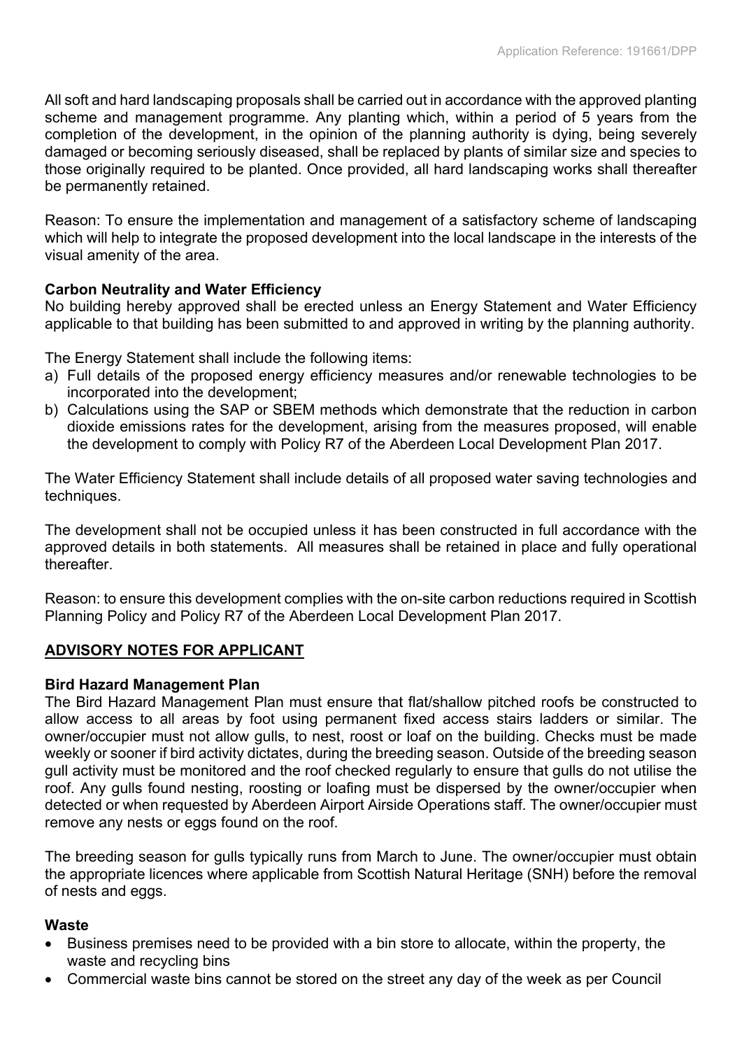All soft and hard landscaping proposals shall be carried out in accordance with the approved planting scheme and management programme. Any planting which, within a period of 5 years from the completion of the development, in the opinion of the planning authority is dying, being severely damaged or becoming seriously diseased, shall be replaced by plants of similar size and species to those originally required to be planted. Once provided, all hard landscaping works shall thereafter be permanently retained.

Reason: To ensure the implementation and management of a satisfactory scheme of landscaping which will help to integrate the proposed development into the local landscape in the interests of the visual amenity of the area.

**Carbon Neutrality and Water Efficiency**

No building hereby approved shall be erected unless an Energy Statement and Water Efficiency applicable to that building has been submitted to and approved in writing by the planning authority.

The Energy Statement shall include the following items:

a) Full details of the proposed energy efficiency measures and/or renewable technologies to be incorporated into the development;
b) Calculations using the SAP or SBEM methods which demonstrate that the reduction in carbon dioxide emissions rates for the development, arising from the measures proposed, will enable the development to comply with Policy R7 of the Aberdeen Local Development Plan 2017.

The Water Efficiency Statement shall include details of all proposed water saving technologies and techniques.

The development shall not be occupied unless it has been constructed in full accordance with the approved details in both statements. All measures shall be retained in place and fully operational thereafter.

Reason: to ensure this development complies with the on-site carbon reductions required in Scottish Planning Policy and Policy R7 of the Aberdeen Local Development Plan 2017.

## ADVISORY NOTES FOR APPLICANT

**Bird Hazard Management Plan**

The Bird Hazard Management Plan must ensure that flat/shallow pitched roofs be constructed to allow access to all areas by foot using permanent fixed access stairs ladders or similar. The owner/occupier must not allow gulls, to nest, roost or loaf on the building. Checks must be made weekly or sooner if bird activity dictates, during the breeding season. Outside of the breeding season gull activity must be monitored and the roof checked regularly to ensure that gulls do not utilise the roof. Any gulls found nesting, roosting or loafing must be dispersed by the owner/occupier when detected or when requested by Aberdeen Airport Airside Operations staff. The owner/occupier must remove any nests or eggs found on the roof.

The breeding season for gulls typically runs from March to June. The owner/occupier must obtain the appropriate licences where applicable from Scottish Natural Heritage (SNH) before the removal of nests and eggs.

**Waste**

- Business premises need to be provided with a bin store to allocate, within the property, the waste and recycling bins
- Commercial waste bins cannot be stored on the street any day of the week as per Council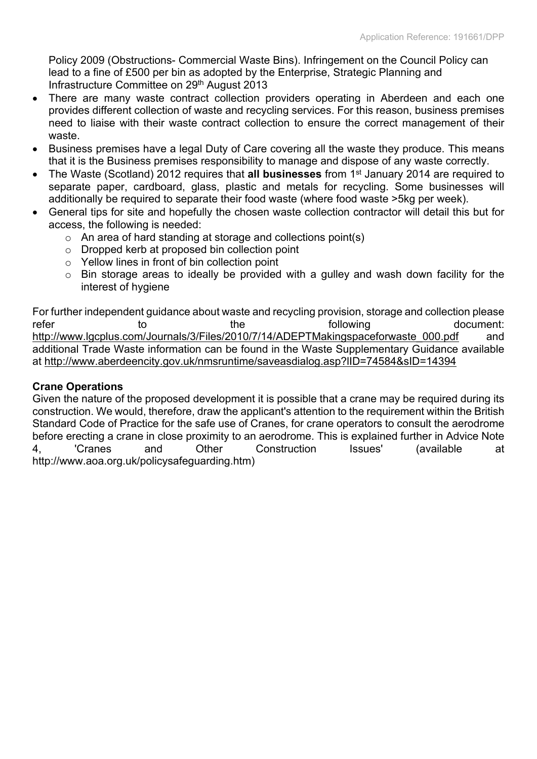Policy 2009 (Obstructions- Commercial Waste Bins). Infringement on the Council Policy can lead to a fine of £500 per bin as adopted by the Enterprise, Strategic Planning and Infrastructure Committee on 29th August 2013

- There are many waste contract collection providers operating in Aberdeen and each one provides different collection of waste and recycling services. For this reason, business premises need to liaise with their waste contract collection to ensure the correct management of their waste.
- Business premises have a legal Duty of Care covering all the waste they produce. This means that it is the Business premises responsibility to manage and dispose of any waste correctly.
- The Waste (Scotland) 2012 requires that **all businesses** from 1st January 2014 are required to separate paper, cardboard, glass, plastic and metals for recycling. Some businesses will additionally be required to separate their food waste (where food waste >5kg per week).
- General tips for site and hopefully the chosen waste collection contractor will detail this but for access, the following is needed:
    - An area of hard standing at storage and collections point(s)
    - Dropped kerb at proposed bin collection point
    - Yellow lines in front of bin collection point
    - Bin storage areas to ideally be provided with a gulley and wash down facility for the interest of hygiene

For further independent guidance about waste and recycling provision, storage and collection please refer to the following document: http://www.lgcplus.com/Journals/3/Files/2010/7/14/ADEPTMakingspaceforwaste_000.pdf and additional Trade Waste information can be found in the Waste Supplementary Guidance available at http://www.aberdeencity.gov.uk/nmsruntime/saveasdialog.asp?lID=74584&sID=14394

**Crane Operations**

Given the nature of the proposed development it is possible that a crane may be required during its construction. We would, therefore, draw the applicant's attention to the requirement within the British Standard Code of Practice for the safe use of Cranes, for crane operators to consult the aerodrome before erecting a crane in close proximity to an aerodrome. This is explained further in Advice Note 4, 'Cranes and Other Construction Issues' (available at http://www.aoa.org.uk/policysafeguarding.htm)